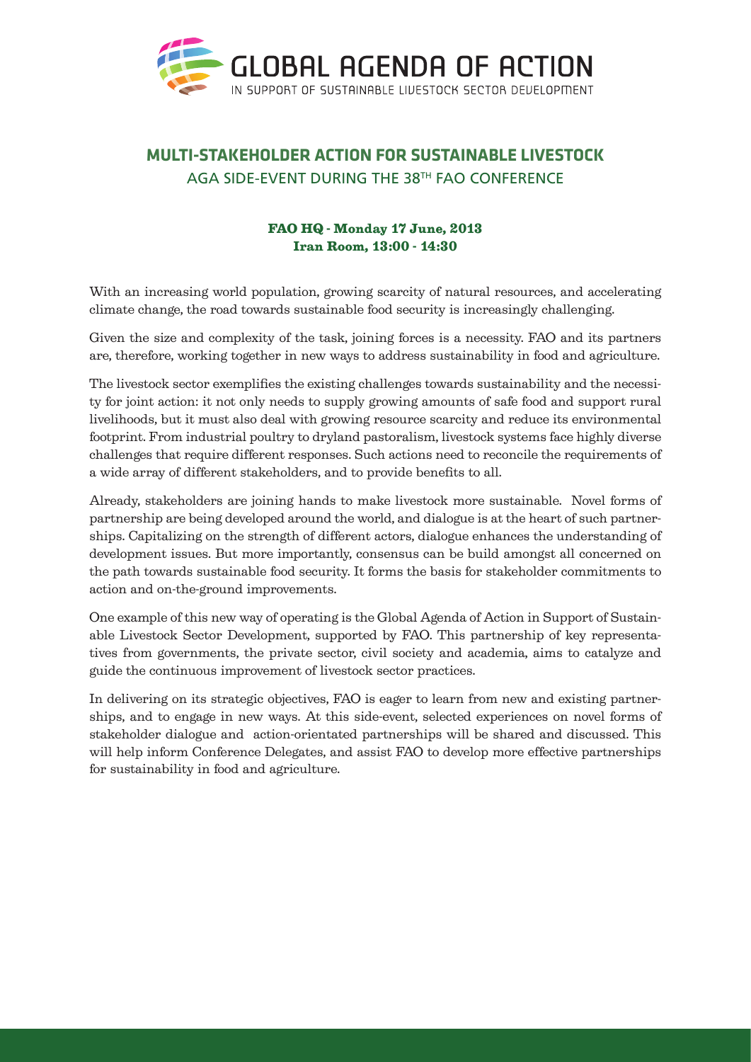# GLOBAL AGENDA OF ACTION

IN SUPPORT OF SUSTAINABLE LIVESTOCK SECTOR DEVELOPMENT

## MULTI-STAKEHOLDER ACTION FOR SUSTAINABLE LIVESTOCK

AGA SIDE-EVENT DURING THE 38TH FAO CONFERENCE

**FAO HQ - Monday 17 June, 2013**
**Iran Room, 13:00 - 14:30**

With an increasing world population, growing scarcity of natural resources, and accelerating climate change, the road towards sustainable food security is increasingly challenging.

Given the size and complexity of the task, joining forces is a necessity. FAO and its partners are, therefore, working together in new ways to address sustainability in food and agriculture.

The livestock sector exemplifies the existing challenges towards sustainability and the necessity for joint action: it not only needs to supply growing amounts of safe food and support rural livelihoods, but it must also deal with growing resource scarcity and reduce its environmental footprint. From industrial poultry to dryland pastoralism, livestock systems face highly diverse challenges that require different responses. Such actions need to reconcile the requirements of a wide array of different stakeholders, and to provide benefits to all.

Already, stakeholders are joining hands to make livestock more sustainable. Novel forms of partnership are being developed around the world, and dialogue is at the heart of such partnerships. Capitalizing on the strength of different actors, dialogue enhances the understanding of development issues. But more importantly, consensus can be build amongst all concerned on the path towards sustainable food security. It forms the basis for stakeholder commitments to action and on-the-ground improvements.

One example of this new way of operating is the Global Agenda of Action in Support of Sustainable Livestock Sector Development, supported by FAO. This partnership of key representatives from governments, the private sector, civil society and academia, aims to catalyze and guide the continuous improvement of livestock sector practices.

In delivering on its strategic objectives, FAO is eager to learn from new and existing partnerships, and to engage in new ways. At this side-event, selected experiences on novel forms of stakeholder dialogue and action-orientated partnerships will be shared and discussed. This will help inform Conference Delegates, and assist FAO to develop more effective partnerships for sustainability in food and agriculture.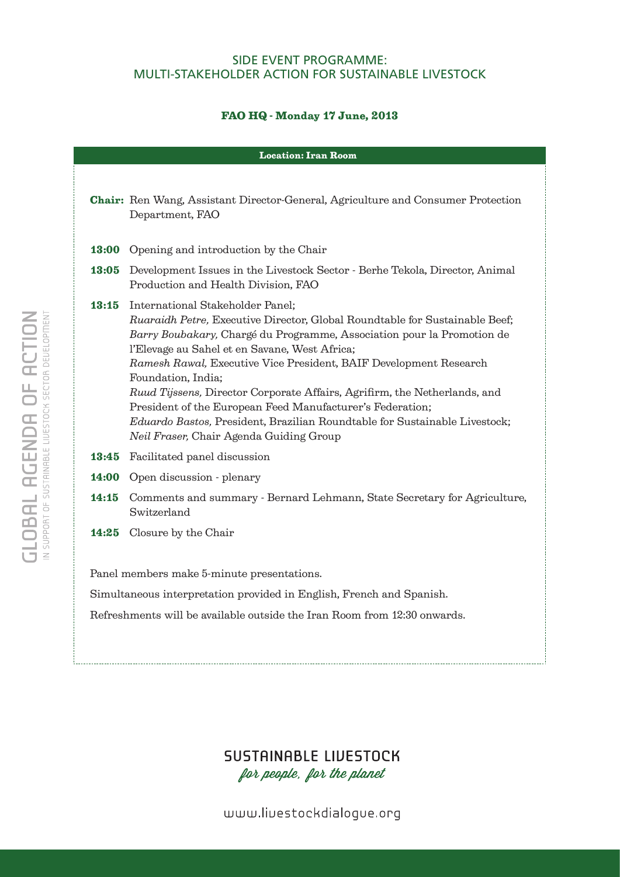# SIDE EVENT PROGRAMME: MULTI-STAKEHOLDER ACTION FOR SUSTAINABLE LIVESTOCK

**FAO HQ - Monday 17 June, 2013**

**Location: Iran Room**

**Chair:** Ren Wang, Assistant Director-General, Agriculture and Consumer Protection Department, FAO

**13:00** Opening and introduction by the Chair

**13:05** Development Issues in the Livestock Sector - Berhe Tekola, Director, Animal Production and Health Division, FAO

**13:15** International Stakeholder Panel;
*Ruaraidh Petre,* Executive Director, Global Roundtable for Sustainable Beef;
*Barry Boubakary,* Chargé du Programme, Association pour la Promotion de l'Elevage au Sahel et en Savane, West Africa;
*Ramesh Rawal,* Executive Vice President, BAIF Development Research Foundation, India;
*Ruud Tijssens,* Director Corporate Affairs, Agrifirm, the Netherlands, and President of the European Feed Manufacturer's Federation;
*Eduardo Bastos,* President, Brazilian Roundtable for Sustainable Livestock;
*Neil Fraser,* Chair Agenda Guiding Group

**13:45** Facilitated panel discussion

**14:00** Open discussion - plenary

**14:15** Comments and summary - Bernard Lehmann, State Secretary for Agriculture, Switzerland

**14:25** Closure by the Chair

Panel members make 5-minute presentations.

Simultaneous interpretation provided in English, French and Spanish.

Refreshments will be available outside the Iran Room from 12:30 onwards.

GLOBAL AGENDA OF ACTION
IN SUPPORT OF SUSTAINABLE LIVESTOCK SECTOR DEVELOPMENT

SUSTAINABLE LIVESTOCK
*for people, for the planet*

www.livestockdialogue.org